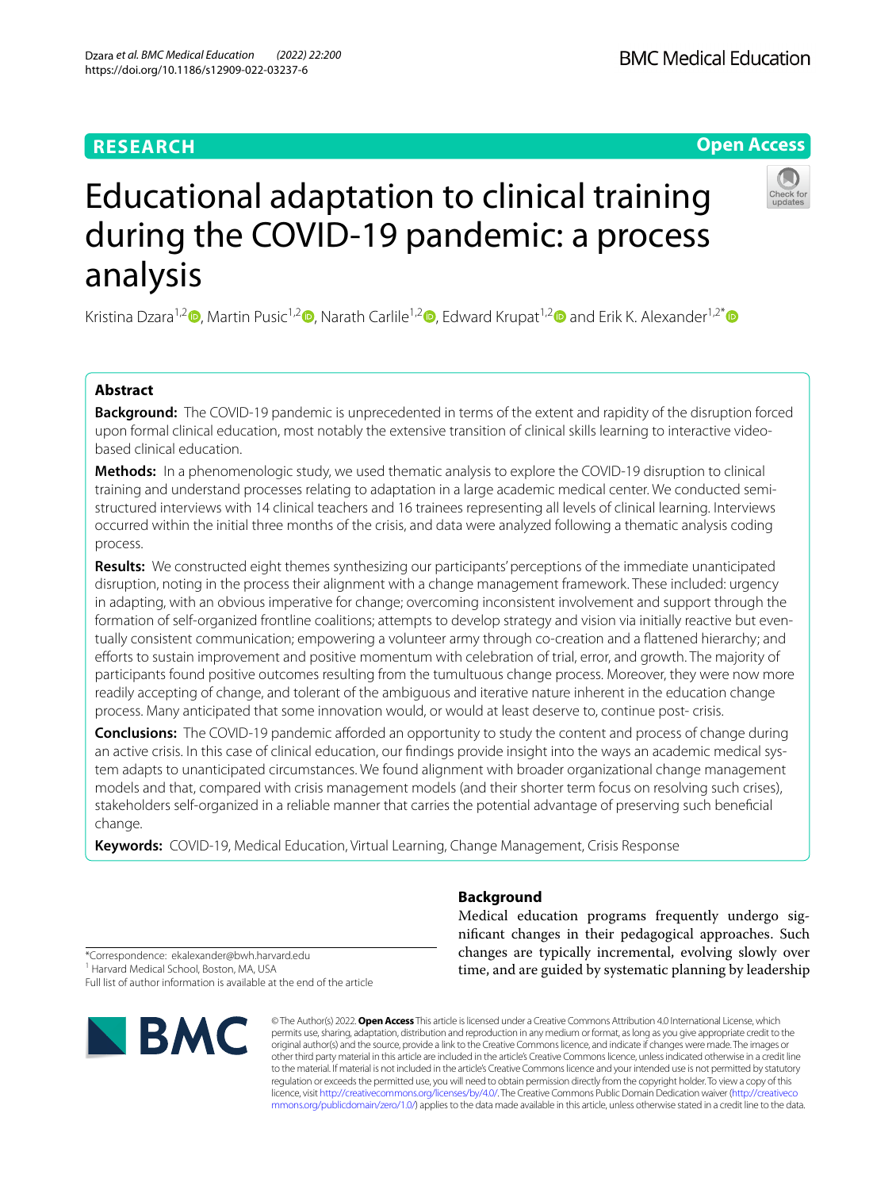RESEARCH

Open Access

# Educational adaptation to clinical training during the COVID-19 pandemic: a process analysis

Kristina Dzara[1,2], Martin Pusic[1,2], Narath Carlile[1,2], Edward Krupat[1,2] and Erik K. Alexander[1,2*]

## Abstract

**Background:** The COVID-19 pandemic is unprecedented in terms of the extent and rapidity of the disruption forced upon formal clinical education, most notably the extensive transition of clinical skills learning to interactive video-based clinical education.

**Methods:** In a phenomenologic study, we used thematic analysis to explore the COVID-19 disruption to clinical training and understand processes relating to adaptation in a large academic medical center. We conducted semi-structured interviews with 14 clinical teachers and 16 trainees representing all levels of clinical learning. Interviews occurred within the initial three months of the crisis, and data were analyzed following a thematic analysis coding process.

**Results:** We constructed eight themes synthesizing our participants' perceptions of the immediate unanticipated disruption, noting in the process their alignment with a change management framework. These included: urgency in adapting, with an obvious imperative for change; overcoming inconsistent involvement and support through the formation of self-organized frontline coalitions; attempts to develop strategy and vision via initially reactive but eventually consistent communication; empowering a volunteer army through co-creation and a flattened hierarchy; and efforts to sustain improvement and positive momentum with celebration of trial, error, and growth. The majority of participants found positive outcomes resulting from the tumultuous change process. Moreover, they were now more readily accepting of change, and tolerant of the ambiguous and iterative nature inherent in the education change process. Many anticipated that some innovation would, or would at least deserve to, continue post- crisis.

**Conclusions:** The COVID-19 pandemic afforded an opportunity to study the content and process of change during an active crisis. In this case of clinical education, our findings provide insight into the ways an academic medical system adapts to unanticipated circumstances. We found alignment with broader organizational change management models and that, compared with crisis management models (and their shorter term focus on resolving such crises), stakeholders self-organized in a reliable manner that carries the potential advantage of preserving such beneficial change.

**Keywords:** COVID-19, Medical Education, Virtual Learning, Change Management, Crisis Response

## Background

Medical education programs frequently undergo significant changes in their pedagogical approaches. Such changes are typically incremental, evolving slowly over time, and are guided by systematic planning by leadership

*Correspondence: ekalexander@bwh.harvard.edu
[1] Harvard Medical School, Boston, MA, USA
Full list of author information is available at the end of the article

© The Author(s) 2022. **Open Access** This article is licensed under a Creative Commons Attribution 4.0 International License, which permits use, sharing, adaptation, distribution and reproduction in any medium or format, as long as you give appropriate credit to the original author(s) and the source, provide a link to the Creative Commons licence, and indicate if changes were made. The images or other third party material in this article are included in the article's Creative Commons licence, unless indicated otherwise in a credit line to the material. If material is not included in the article's Creative Commons licence and your intended use is not permitted by statutory regulation or exceeds the permitted use, you will need to obtain permission directly from the copyright holder. To view a copy of this licence, visit http://creativecommons.org/licenses/by/4.0/. The Creative Commons Public Domain Dedication waiver (http://creativecommons.org/publicdomain/zero/1.0/) applies to the data made available in this article, unless otherwise stated in a credit line to the data.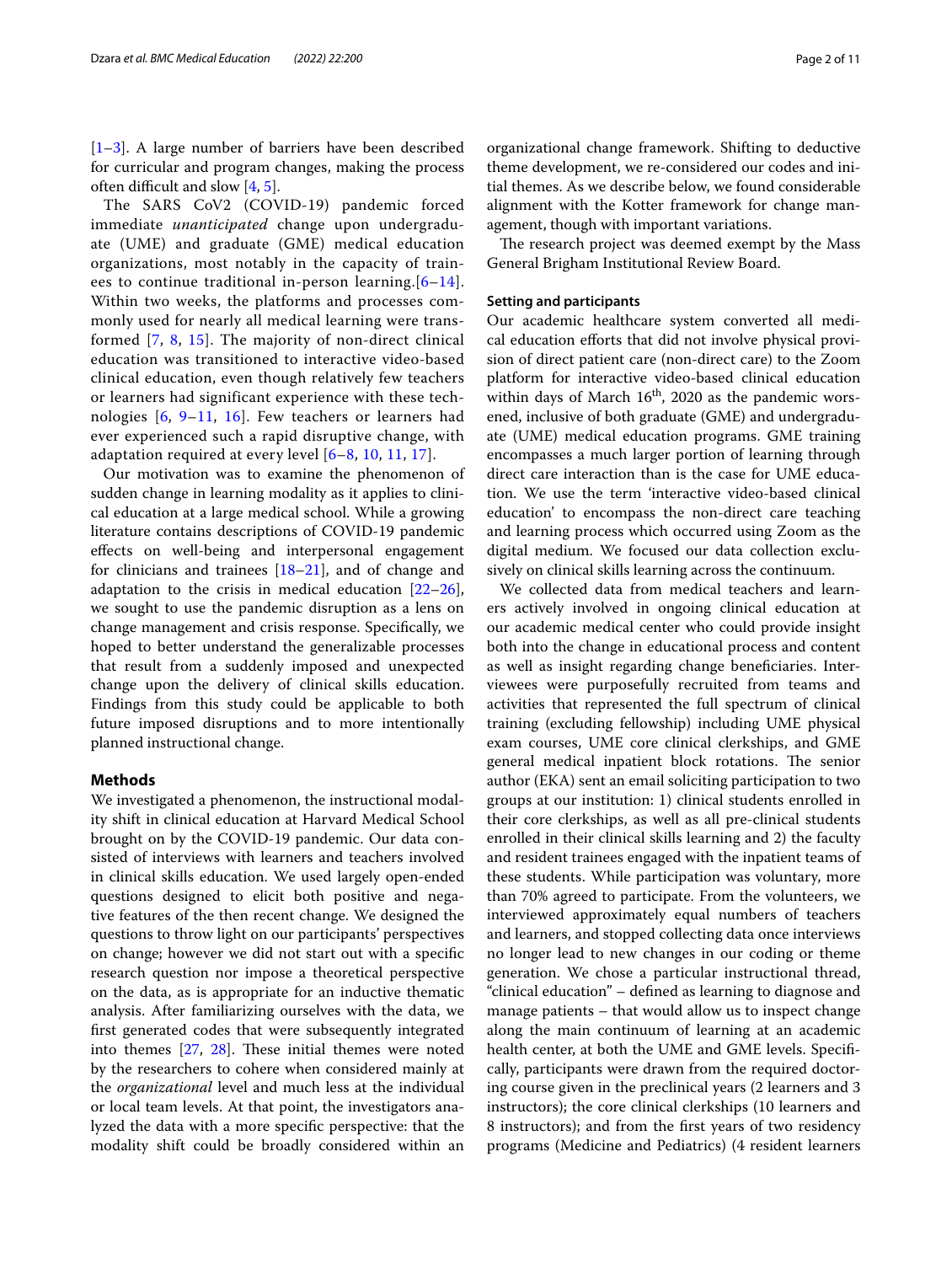[1–3]. A large number of barriers have been described for curricular and program changes, making the process often difficult and slow [4, 5].

The SARS CoV2 (COVID-19) pandemic forced immediate *unanticipated* change upon undergraduate (UME) and graduate (GME) medical education organizations, most notably in the capacity of trainees to continue traditional in-person learning.[6–14]. Within two weeks, the platforms and processes commonly used for nearly all medical learning were transformed [7, 8, 15]. The majority of non-direct clinical education was transitioned to interactive video-based clinical education, even though relatively few teachers or learners had significant experience with these technologies [6, 9–11, 16]. Few teachers or learners had ever experienced such a rapid disruptive change, with adaptation required at every level [6–8, 10, 11, 17].

Our motivation was to examine the phenomenon of sudden change in learning modality as it applies to clinical education at a large medical school. While a growing literature contains descriptions of COVID-19 pandemic effects on well-being and interpersonal engagement for clinicians and trainees [18–21], and of change and adaptation to the crisis in medical education [22–26], we sought to use the pandemic disruption as a lens on change management and crisis response. Specifically, we hoped to better understand the generalizable processes that result from a suddenly imposed and unexpected change upon the delivery of clinical skills education. Findings from this study could be applicable to both future imposed disruptions and to more intentionally planned instructional change.

## Methods

We investigated a phenomenon, the instructional modality shift in clinical education at Harvard Medical School brought on by the COVID-19 pandemic. Our data consisted of interviews with learners and teachers involved in clinical skills education. We used largely open-ended questions designed to elicit both positive and negative features of the then recent change. We designed the questions to throw light on our participants' perspectives on change; however we did not start out with a specific research question nor impose a theoretical perspective on the data, as is appropriate for an inductive thematic analysis. After familiarizing ourselves with the data, we first generated codes that were subsequently integrated into themes [27, 28]. These initial themes were noted by the researchers to cohere when considered mainly at the *organizational* level and much less at the individual or local team levels. At that point, the investigators analyzed the data with a more specific perspective: that the modality shift could be broadly considered within an organizational change framework. Shifting to deductive theme development, we re-considered our codes and initial themes. As we describe below, we found considerable alignment with the Kotter framework for change management, though with important variations.

The research project was deemed exempt by the Mass General Brigham Institutional Review Board.

### Setting and participants

Our academic healthcare system converted all medical education efforts that did not involve physical provision of direct patient care (non-direct care) to the Zoom platform for interactive video-based clinical education within days of March 16th, 2020 as the pandemic worsened, inclusive of both graduate (GME) and undergraduate (UME) medical education programs. GME training encompasses a much larger portion of learning through direct care interaction than is the case for UME education. We use the term 'interactive video-based clinical education' to encompass the non-direct care teaching and learning process which occurred using Zoom as the digital medium. We focused our data collection exclusively on clinical skills learning across the continuum.

We collected data from medical teachers and learners actively involved in ongoing clinical education at our academic medical center who could provide insight both into the change in educational process and content as well as insight regarding change beneficiaries. Interviewees were purposefully recruited from teams and activities that represented the full spectrum of clinical training (excluding fellowship) including UME physical exam courses, UME core clinical clerkships, and GME general medical inpatient block rotations. The senior author (EKA) sent an email soliciting participation to two groups at our institution: 1) clinical students enrolled in their core clerkships, as well as all pre-clinical students enrolled in their clinical skills learning and 2) the faculty and resident trainees engaged with the inpatient teams of these students. While participation was voluntary, more than 70% agreed to participate. From the volunteers, we interviewed approximately equal numbers of teachers and learners, and stopped collecting data once interviews no longer lead to new changes in our coding or theme generation. We chose a particular instructional thread, "clinical education" – defined as learning to diagnose and manage patients – that would allow us to inspect change along the main continuum of learning at an academic health center, at both the UME and GME levels. Specifically, participants were drawn from the required doctoring course given in the preclinical years (2 learners and 3 instructors); the core clinical clerkships (10 learners and 8 instructors); and from the first years of two residency programs (Medicine and Pediatrics) (4 resident learners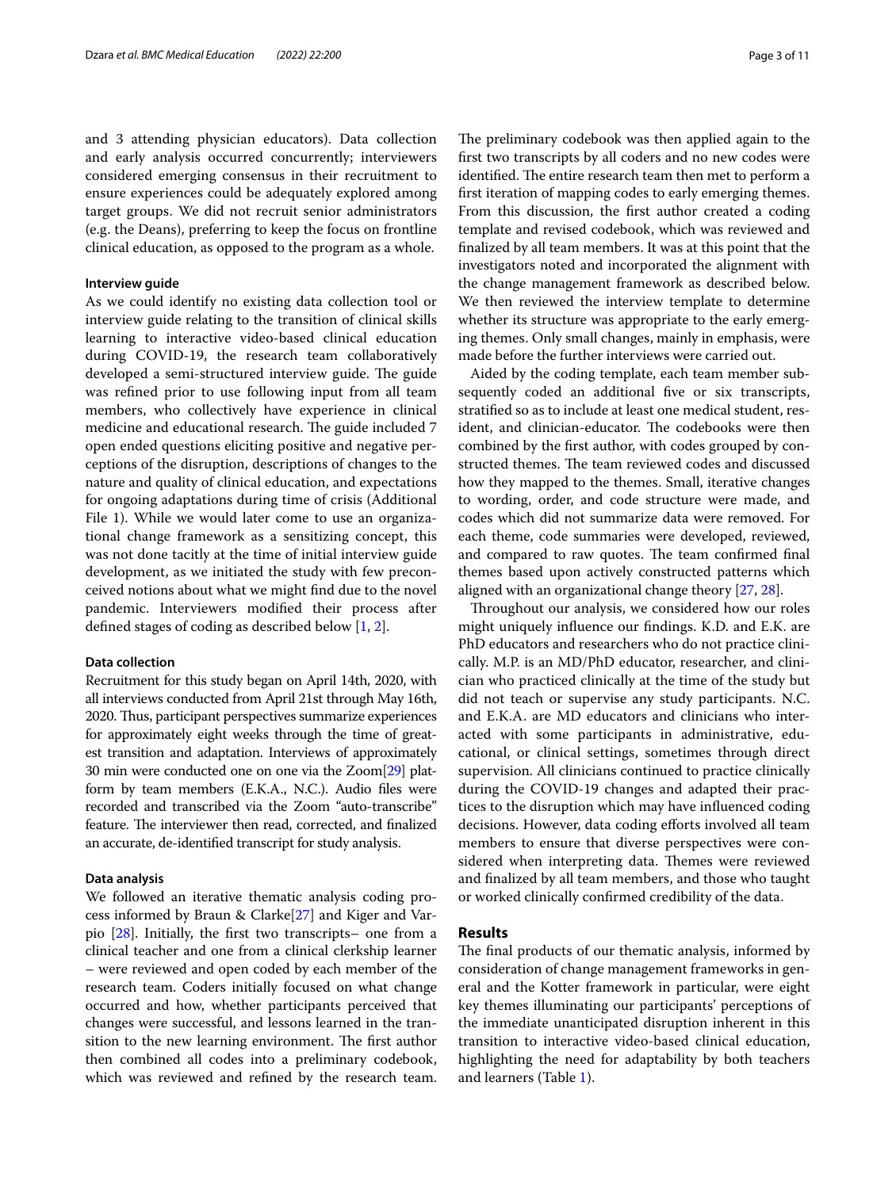and 3 attending physician educators). Data collection and early analysis occurred concurrently; interviewers considered emerging consensus in their recruitment to ensure experiences could be adequately explored among target groups. We did not recruit senior administrators (e.g. the Deans), preferring to keep the focus on frontline clinical education, as opposed to the program as a whole.

### Interview guide

As we could identify no existing data collection tool or interview guide relating to the transition of clinical skills learning to interactive video-based clinical education during COVID-19, the research team collaboratively developed a semi-structured interview guide. The guide was refined prior to use following input from all team members, who collectively have experience in clinical medicine and educational research. The guide included 7 open ended questions eliciting positive and negative perceptions of the disruption, descriptions of changes to the nature and quality of clinical education, and expectations for ongoing adaptations during time of crisis (Additional File 1). While we would later come to use an organizational change framework as a sensitizing concept, this was not done tacitly at the time of initial interview guide development, as we initiated the study with few preconceived notions about what we might find due to the novel pandemic. Interviewers modified their process after defined stages of coding as described below [1, 2].

### Data collection

Recruitment for this study began on April 14th, 2020, with all interviews conducted from April 21st through May 16th, 2020. Thus, participant perspectives summarize experiences for approximately eight weeks through the time of greatest transition and adaptation. Interviews of approximately 30 min were conducted one on one via the Zoom[29] platform by team members (E.K.A., N.C.). Audio files were recorded and transcribed via the Zoom "auto-transcribe" feature. The interviewer then read, corrected, and finalized an accurate, de-identified transcript for study analysis.

### Data analysis

We followed an iterative thematic analysis coding process informed by Braun & Clarke[27] and Kiger and Varpio [28]. Initially, the first two transcripts– one from a clinical teacher and one from a clinical clerkship learner – were reviewed and open coded by each member of the research team. Coders initially focused on what change occurred and how, whether participants perceived that changes were successful, and lessons learned in the transition to the new learning environment. The first author then combined all codes into a preliminary codebook, which was reviewed and refined by the research team. The preliminary codebook was then applied again to the first two transcripts by all coders and no new codes were identified. The entire research team then met to perform a first iteration of mapping codes to early emerging themes. From this discussion, the first author created a coding template and revised codebook, which was reviewed and finalized by all team members. It was at this point that the investigators noted and incorporated the alignment with the change management framework as described below. We then reviewed the interview template to determine whether its structure was appropriate to the early emerging themes. Only small changes, mainly in emphasis, were made before the further interviews were carried out.

Aided by the coding template, each team member subsequently coded an additional five or six transcripts, stratified so as to include at least one medical student, resident, and clinician-educator. The codebooks were then combined by the first author, with codes grouped by constructed themes. The team reviewed codes and discussed how they mapped to the themes. Small, iterative changes to wording, order, and code structure were made, and codes which did not summarize data were removed. For each theme, code summaries were developed, reviewed, and compared to raw quotes. The team confirmed final themes based upon actively constructed patterns which aligned with an organizational change theory [27, 28].

Throughout our analysis, we considered how our roles might uniquely influence our findings. K.D. and E.K. are PhD educators and researchers who do not practice clinically. M.P. is an MD/PhD educator, researcher, and clinician who practiced clinically at the time of the study but did not teach or supervise any study participants. N.C. and E.K.A. are MD educators and clinicians who interacted with some participants in administrative, educational, or clinical settings, sometimes through direct supervision. All clinicians continued to practice clinically during the COVID-19 changes and adapted their practices to the disruption which may have influenced coding decisions. However, data coding efforts involved all team members to ensure that diverse perspectives were considered when interpreting data. Themes were reviewed and finalized by all team members, and those who taught or worked clinically confirmed credibility of the data.

## Results

The final products of our thematic analysis, informed by consideration of change management frameworks in general and the Kotter framework in particular, were eight key themes illuminating our participants' perceptions of the immediate unanticipated disruption inherent in this transition to interactive video-based clinical education, highlighting the need for adaptability by both teachers and learners (Table 1).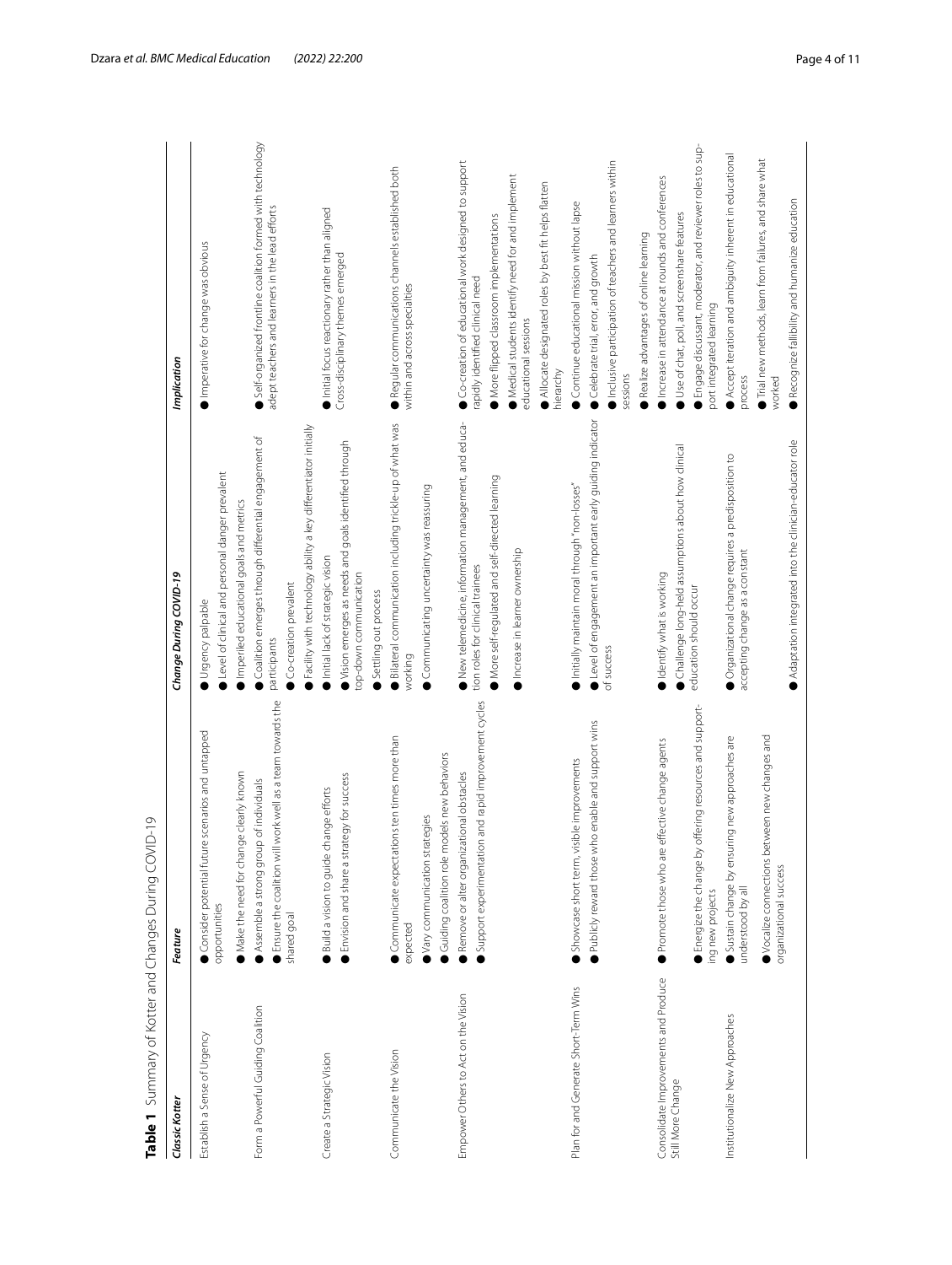**Table 1** Summary of Kotter and Changes During COVID-19

| *Classic Kotter* | *Feature* | *Change During COVID-19* | *Implication* |
| --- | --- | --- | --- |
| Establish a Sense of Urgency | ● Consider potential future scenarios and untapped opportunities<br>● Make the need for change clearly known | ● Urgency palpable<br>● Level of clinical and personal danger prevalent<br>● Imperiled educational goals and metrics | ● Imperative for change was obvious |
| Form a Powerful Guiding Coalition | ● Assemble a strong group of individuals<br>● Ensure the coalition will work well as a team towards the shared goal | ● Coalition emerges through differential engagement of participants<br>● Co-creation prevalent<br>● Facility with technology ability a key differentiator initially | ● Self-organized frontline coalition formed with technology adept teachers and learners in the lead efforts |
| Create a Strategic Vision | ● Build a vision to guide change efforts<br>● Envision and share a strategy for success | ● Initial lack of strategic vision<br>● Vision emerges as needs and goals identified through top-down communication<br>● Settling out process | ● Initial focus reactionary rather than aligned<br>Cross-disciplinary themes emerged |
| Communicate the Vision | ● Communicate expectations ten times more than expected<br>● Vary communication strategies<br>● Guiding coalition role models new behaviors | ● Bilateral communication including trickle-up of what was working<br>● Communicating uncertainty was reassuring | ● Regular communications channels established both within and across specialties |
| Empower Others to Act on the Vision | ● Remove or alter organizational obstacles<br>● Support experimentation and rapid improvement cycles | ● New telemedicine, information management, and education roles for clinical trainees<br>● More self-regulated and self-directed learning<br>● Increase in learner ownership | ● Co-creation of educational work designed to support rapidly identified clinical need<br>● More flipped classroom implementations<br>● Medical students identify need for and implement educational sessions<br>● Allocate designated roles by best fit helps flatten hierarchy |
| Plan for and Generate Short-Term Wins | ● Showcase short term, visible improvements<br>● Publicly reward those who enable and support wins | ● Initially maintain moral through "non-losses"<br>● Level of engagement an important early guiding indicator of success | ● Continue educational mission without lapse<br>● Celebrate trial, error, and growth<br>● Inclusive participation of teachers and learners within sessions<br>● Realize advantages of online learning |
| Consolidate Improvements and Produce Still More Change | ● Promote those who are effective change agents<br>● Energize the change by offering resources and supporting new projects | ● Identify what is working<br>● Challenge long-held assumptions about how clinical education should occur | ● Increase in attendance at rounds and conferences<br>● Use of chat, poll, and screenshare features<br>● Engage discussant, moderator, and reviewer roles to support integrated learning |
| Institutionalize New Approaches | ● Sustain change by ensuring new approaches are understood by all<br>● Vocalize connections between new changes and organizational success | ● Organizational change requires a predisposition to accepting change as a constant<br>● Adaptation integrated into the clinician-educator role | ● Accept iteration and ambiguity inherent in educational process<br>● Trial new methods, learn from failures, and share what worked<br>● Recognize fallibility and humanize education |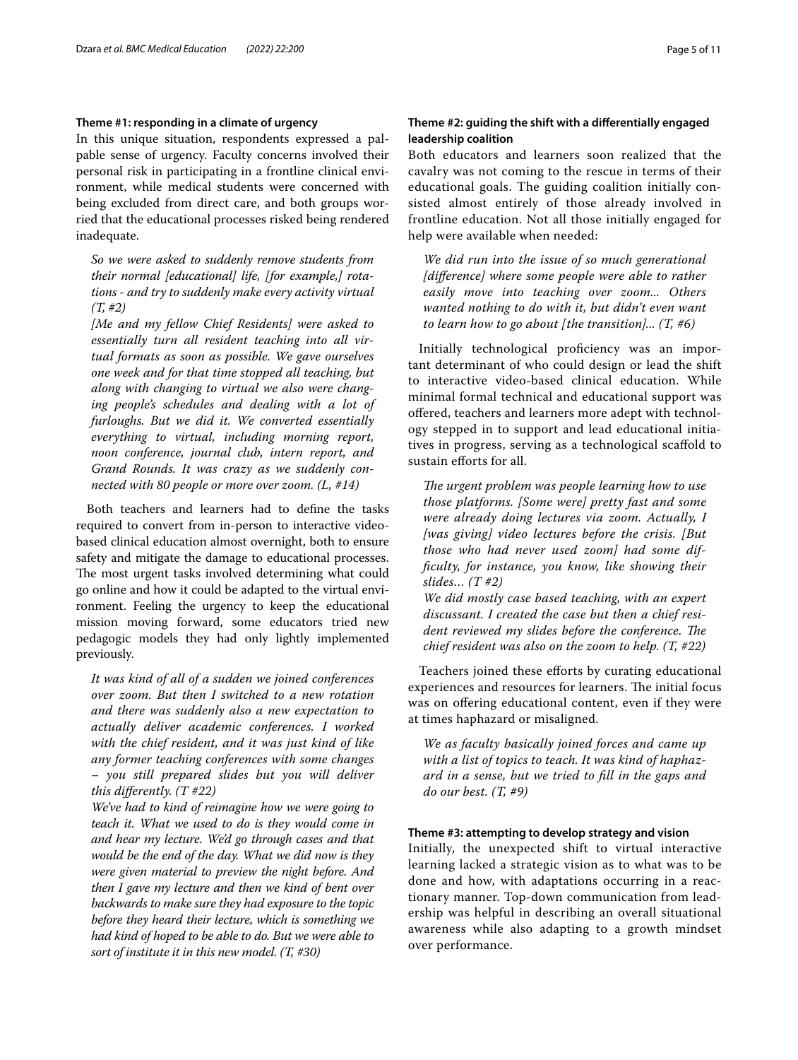### Theme #1: responding in a climate of urgency

In this unique situation, respondents expressed a palpable sense of urgency. Faculty concerns involved their personal risk in participating in a frontline clinical environment, while medical students were concerned with being excluded from direct care, and both groups worried that the educational processes risked being rendered inadequate.

> *So we were asked to suddenly remove students from their normal [educational] life, [for example,] rotations - and try to suddenly make every activity virtual (T, #2)*

> *[Me and my fellow Chief Residents] were asked to essentially turn all resident teaching into all virtual formats as soon as possible. We gave ourselves one week and for that time stopped all teaching, but along with changing to virtual we also were changing people's schedules and dealing with a lot of furloughs. But we did it. We converted essentially everything to virtual, including morning report, noon conference, journal club, intern report, and Grand Rounds. It was crazy as we suddenly connected with 80 people or more over zoom. (L, #14)*

Both teachers and learners had to define the tasks required to convert from in-person to interactive video-based clinical education almost overnight, both to ensure safety and mitigate the damage to educational processes. The most urgent tasks involved determining what could go online and how it could be adapted to the virtual environment. Feeling the urgency to keep the educational mission moving forward, some educators tried new pedagogic models they had only lightly implemented previously.

> *It was kind of all of a sudden we joined conferences over zoom. But then I switched to a new rotation and there was suddenly also a new expectation to actually deliver academic conferences. I worked with the chief resident, and it was just kind of like any former teaching conferences with some changes – you still prepared slides but you will deliver this differently. (T #22)*

> *We've had to kind of reimagine how we were going to teach it. What we used to do is they would come in and hear my lecture. We'd go through cases and that would be the end of the day. What we did now is they were given material to preview the night before. And then I gave my lecture and then we kind of bent over backwards to make sure they had exposure to the topic before they heard their lecture, which is something we had kind of hoped to be able to do. But we were able to sort of institute it in this new model. (T, #30)*

### Theme #2: guiding the shift with a differentially engaged leadership coalition

Both educators and learners soon realized that the cavalry was not coming to the rescue in terms of their educational goals. The guiding coalition initially consisted almost entirely of those already involved in frontline education. Not all those initially engaged for help were available when needed:

> *We did run into the issue of so much generational [difference] where some people were able to rather easily move into teaching over zoom... Others wanted nothing to do with it, but didn't even want to learn how to go about [the transition]... (T, #6)*

Initially technological proficiency was an important determinant of who could design or lead the shift to interactive video-based clinical education. While minimal formal technical and educational support was offered, teachers and learners more adept with technology stepped in to support and lead educational initiatives in progress, serving as a technological scaffold to sustain efforts for all.

> *The urgent problem was people learning how to use those platforms. [Some were] pretty fast and some were already doing lectures via zoom. Actually, I [was giving] video lectures before the crisis. [But those who had never used zoom] had some difficulty, for instance, you know, like showing their slides… (T #2)*

> *We did mostly case based teaching, with an expert discussant. I created the case but then a chief resident reviewed my slides before the conference. The chief resident was also on the zoom to help. (T, #22)*

Teachers joined these efforts by curating educational experiences and resources for learners. The initial focus was on offering educational content, even if they were at times haphazard or misaligned.

> *We as faculty basically joined forces and came up with a list of topics to teach. It was kind of haphazard in a sense, but we tried to fill in the gaps and do our best. (T, #9)*

### Theme #3: attempting to develop strategy and vision

Initially, the unexpected shift to virtual interactive learning lacked a strategic vision as to what was to be done and how, with adaptations occurring in a reactionary manner. Top-down communication from leadership was helpful in describing an overall situational awareness while also adapting to a growth mindset over performance.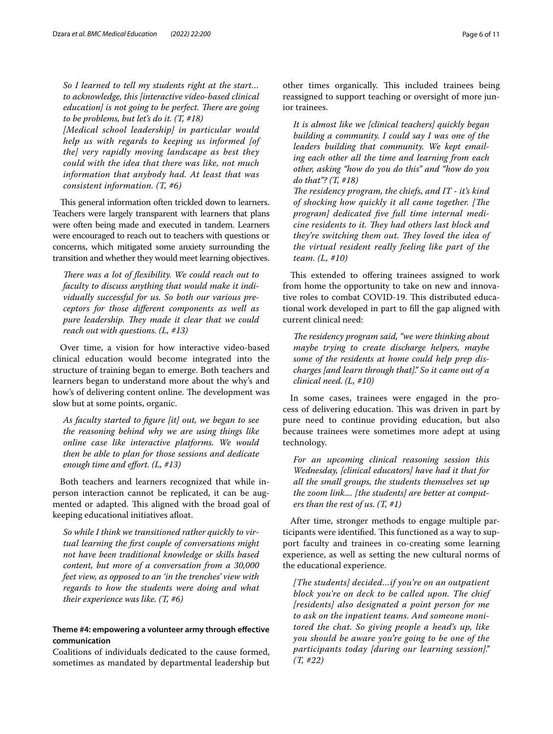*So I learned to tell my students right at the start… to acknowledge, this [interactive video-based clinical education] is not going to be perfect. There are going to be problems, but let's do it. (T, #18)*

*[Medical school leadership] in particular would help us with regards to keeping us informed [of the] very rapidly moving landscape as best they could with the idea that there was like, not much information that anybody had. At least that was consistent information. (T, #6)*

This general information often trickled down to learners. Teachers were largely transparent with learners that plans were often being made and executed in tandem. Learners were encouraged to reach out to teachers with questions or concerns, which mitigated some anxiety surrounding the transition and whether they would meet learning objectives.

*There was a lot of flexibility. We could reach out to faculty to discuss anything that would make it individually successful for us. So both our various preceptors for those different components as well as pure leadership. They made it clear that we could reach out with questions. (L, #13)*

Over time, a vision for how interactive video-based clinical education would become integrated into the structure of training began to emerge. Both teachers and learners began to understand more about the why's and how's of delivering content online. The development was slow but at some points, organic.

*As faculty started to figure [it] out, we began to see the reasoning behind why we are using things like online case like interactive platforms. We would then be able to plan for those sessions and dedicate enough time and effort. (L, #13)*

Both teachers and learners recognized that while in-person interaction cannot be replicated, it can be augmented or adapted. This aligned with the broad goal of keeping educational initiatives afloat.

*So while I think we transitioned rather quickly to virtual learning the first couple of conversations might not have been traditional knowledge or skills based content, but more of a conversation from a 30,000 feet view, as opposed to an 'in the trenches' view with regards to how the students were doing and what their experience was like. (T, #6)*

#### Theme #4: empowering a volunteer army through effective communication

Coalitions of individuals dedicated to the cause formed, sometimes as mandated by departmental leadership but other times organically. This included trainees being reassigned to support teaching or oversight of more junior trainees.

*It is almost like we [clinical teachers] quickly began building a community. I could say I was one of the leaders building that community. We kept emailing each other all the time and learning from each other, asking "how do you do this" and "how do you do that"? (T, #18)*

*The residency program, the chiefs, and IT - it's kind of shocking how quickly it all came together. [The program] dedicated five full time internal medicine residents to it. They had others last block and they're switching them out. They loved the idea of the virtual resident really feeling like part of the team. (L, #10)*

This extended to offering trainees assigned to work from home the opportunity to take on new and innovative roles to combat COVID-19. This distributed educational work developed in part to fill the gap aligned with current clinical need:

*The residency program said, "we were thinking about maybe trying to create discharge helpers, maybe some of the residents at home could help prep discharges [and learn through that]." So it came out of a clinical need. (L, #10)*

In some cases, trainees were engaged in the process of delivering education. This was driven in part by pure need to continue providing education, but also because trainees were sometimes more adept at using technology.

*For an upcoming clinical reasoning session this Wednesday, [clinical educators] have had it that for all the small groups, the students themselves set up the zoom link.... [the students] are better at computers than the rest of us. (T, #1)*

After time, stronger methods to engage multiple participants were identified. This functioned as a way to support faculty and trainees in co-creating some learning experience, as well as setting the new cultural norms of the educational experience.

*[The students] decided…if you're on an outpatient block you're on deck to be called upon. The chief [residents] also designated a point person for me to ask on the inpatient teams. And someone monitored the chat. So giving people a head's up, like you should be aware you're going to be one of the participants today [during our learning session]." (T, #22)*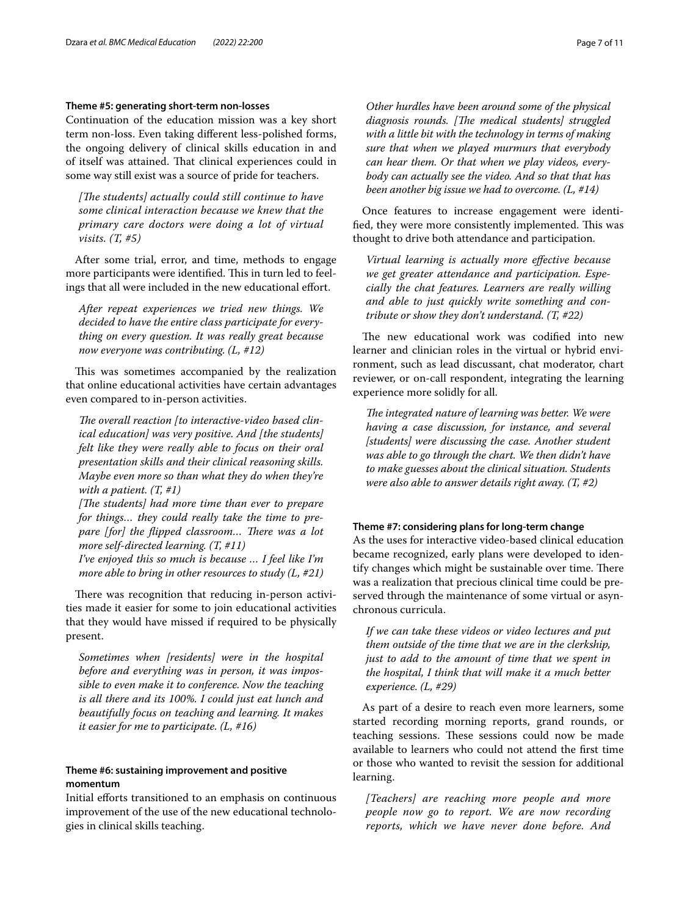### Theme #5: generating short-term non-losses

Continuation of the education mission was a key short term non-loss. Even taking different less-polished forms, the ongoing delivery of clinical skills education in and of itself was attained. That clinical experiences could in some way still exist was a source of pride for teachers.

> *[The students] actually could still continue to have some clinical interaction because we knew that the primary care doctors were doing a lot of virtual visits. (T, #5)*

After some trial, error, and time, methods to engage more participants were identified. This in turn led to feelings that all were included in the new educational effort.

> *After repeat experiences we tried new things. We decided to have the entire class participate for everything on every question. It was really great because now everyone was contributing. (L, #12)*

This was sometimes accompanied by the realization that online educational activities have certain advantages even compared to in-person activities.

> *The overall reaction [to interactive-video based clinical education] was very positive. And [the students] felt like they were really able to focus on their oral presentation skills and their clinical reasoning skills. Maybe even more so than what they do when they're with a patient. (T, #1)*
>
> *[The students] had more time than ever to prepare for things… they could really take the time to prepare [for] the flipped classroom… There was a lot more self-directed learning. (T, #11)*
>
> *I've enjoyed this so much is because … I feel like I'm more able to bring in other resources to study (L, #21)*

There was recognition that reducing in-person activities made it easier for some to join educational activities that they would have missed if required to be physically present.

> *Sometimes when [residents] were in the hospital before and everything was in person, it was impossible to even make it to conference. Now the teaching is all there and its 100%. I could just eat lunch and beautifully focus on teaching and learning. It makes it easier for me to participate. (L, #16)*

### Theme #6: sustaining improvement and positive momentum

Initial efforts transitioned to an emphasis on continuous improvement of the use of the new educational technologies in clinical skills teaching.

> *Other hurdles have been around some of the physical diagnosis rounds. [The medical students] struggled with a little bit with the technology in terms of making sure that when we played murmurs that everybody can hear them. Or that when we play videos, everybody can actually see the video. And so that that has been another big issue we had to overcome. (L, #14)*

Once features to increase engagement were identified, they were more consistently implemented. This was thought to drive both attendance and participation.

> *Virtual learning is actually more effective because we get greater attendance and participation. Especially the chat features. Learners are really willing and able to just quickly write something and contribute or show they don't understand. (T, #22)*

The new educational work was codified into new learner and clinician roles in the virtual or hybrid environment, such as lead discussant, chat moderator, chart reviewer, or on-call respondent, integrating the learning experience more solidly for all.

> *The integrated nature of learning was better. We were having a case discussion, for instance, and several [students] were discussing the case. Another student was able to go through the chart. We then didn't have to make guesses about the clinical situation. Students were also able to answer details right away. (T, #2)*

### Theme #7: considering plans for long-term change

As the uses for interactive video-based clinical education became recognized, early plans were developed to identify changes which might be sustainable over time. There was a realization that precious clinical time could be preserved through the maintenance of some virtual or asynchronous curricula.

> *If we can take these videos or video lectures and put them outside of the time that we are in the clerkship, just to add to the amount of time that we spent in the hospital, I think that will make it a much better experience. (L, #29)*

As part of a desire to reach even more learners, some started recording morning reports, grand rounds, or teaching sessions. These sessions could now be made available to learners who could not attend the first time or those who wanted to revisit the session for additional learning.

> *[Teachers] are reaching more people and more people now go to report. We are now recording reports, which we have never done before. And*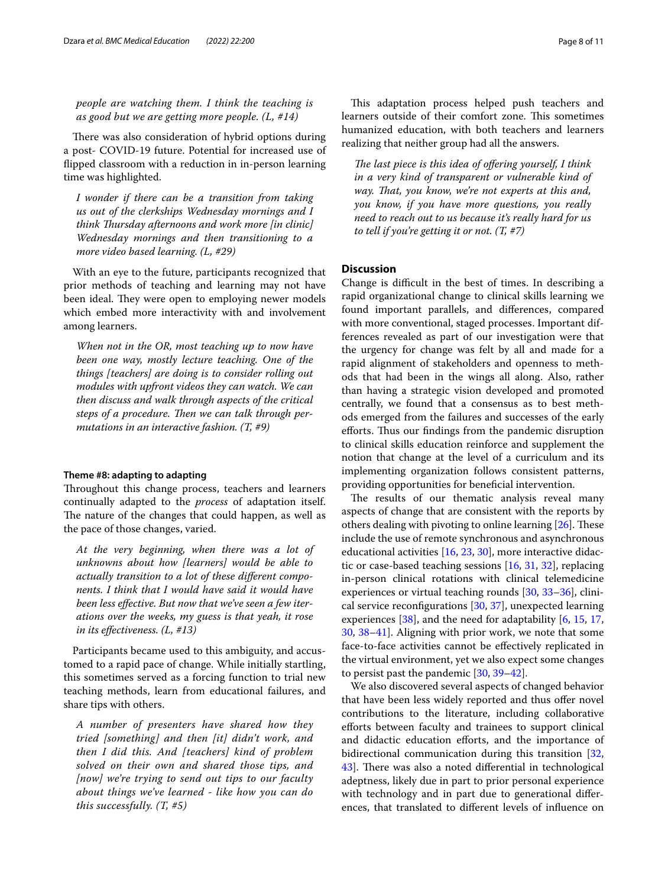*people are watching them. I think the teaching is as good but we are getting more people. (L, #14)*

There was also consideration of hybrid options during a post- COVID-19 future. Potential for increased use of flipped classroom with a reduction in in-person learning time was highlighted.

*I wonder if there can be a transition from taking us out of the clerkships Wednesday mornings and I think Thursday afternoons and work more [in clinic] Wednesday mornings and then transitioning to a more video based learning. (L, #29)*

With an eye to the future, participants recognized that prior methods of teaching and learning may not have been ideal. They were open to employing newer models which embed more interactivity with and involvement among learners.

*When not in the OR, most teaching up to now have been one way, mostly lecture teaching. One of the things [teachers] are doing is to consider rolling out modules with upfront videos they can watch. We can then discuss and walk through aspects of the critical steps of a procedure. Then we can talk through permutations in an interactive fashion. (T, #9)*

#### Theme #8: adapting to adapting

Throughout this change process, teachers and learners continually adapted to the *process* of adaptation itself. The nature of the changes that could happen, as well as the pace of those changes, varied.

*At the very beginning, when there was a lot of unknowns about how [learners] would be able to actually transition to a lot of these different components. I think that I would have said it would have been less effective. But now that we've seen a few iterations over the weeks, my guess is that yeah, it rose in its effectiveness. (L, #13)*

Participants became used to this ambiguity, and accustomed to a rapid pace of change. While initially startling, this sometimes served as a forcing function to trial new teaching methods, learn from educational failures, and share tips with others.

*A number of presenters have shared how they tried [something] and then [it] didn't work, and then I did this. And [teachers] kind of problem solved on their own and shared those tips, and [now] we're trying to send out tips to our faculty about things we've learned - like how you can do this successfully. (T, #5)*

This adaptation process helped push teachers and learners outside of their comfort zone. This sometimes humanized education, with both teachers and learners realizing that neither group had all the answers.

*The last piece is this idea of offering yourself, I think in a very kind of transparent or vulnerable kind of way. That, you know, we're not experts at this and, you know, if you have more questions, you really need to reach out to us because it's really hard for us to tell if you're getting it or not. (T, #7)*

## Discussion

Change is difficult in the best of times. In describing a rapid organizational change to clinical skills learning we found important parallels, and differences, compared with more conventional, staged processes. Important differences revealed as part of our investigation were that the urgency for change was felt by all and made for a rapid alignment of stakeholders and openness to methods that had been in the wings all along. Also, rather than having a strategic vision developed and promoted centrally, we found that a consensus as to best methods emerged from the failures and successes of the early efforts. Thus our findings from the pandemic disruption to clinical skills education reinforce and supplement the notion that change at the level of a curriculum and its implementing organization follows consistent patterns, providing opportunities for beneficial intervention.

The results of our thematic analysis reveal many aspects of change that are consistent with the reports by others dealing with pivoting to online learning [26]. These include the use of remote synchronous and asynchronous educational activities [16, 23, 30], more interactive didactic or case-based teaching sessions [16, 31, 32], replacing in-person clinical rotations with clinical telemedicine experiences or virtual teaching rounds [30, 33–36], clinical service reconfigurations [30, 37], unexpected learning experiences [38], and the need for adaptability [6, 15, 17, 30, 38–41]. Aligning with prior work, we note that some face-to-face activities cannot be effectively replicated in the virtual environment, yet we also expect some changes to persist past the pandemic [30, 39–42].

We also discovered several aspects of changed behavior that have been less widely reported and thus offer novel contributions to the literature, including collaborative efforts between faculty and trainees to support clinical and didactic education efforts, and the importance of bidirectional communication during this transition [32, 43]. There was also a noted differential in technological adeptness, likely due in part to prior personal experience with technology and in part due to generational differences, that translated to different levels of influence on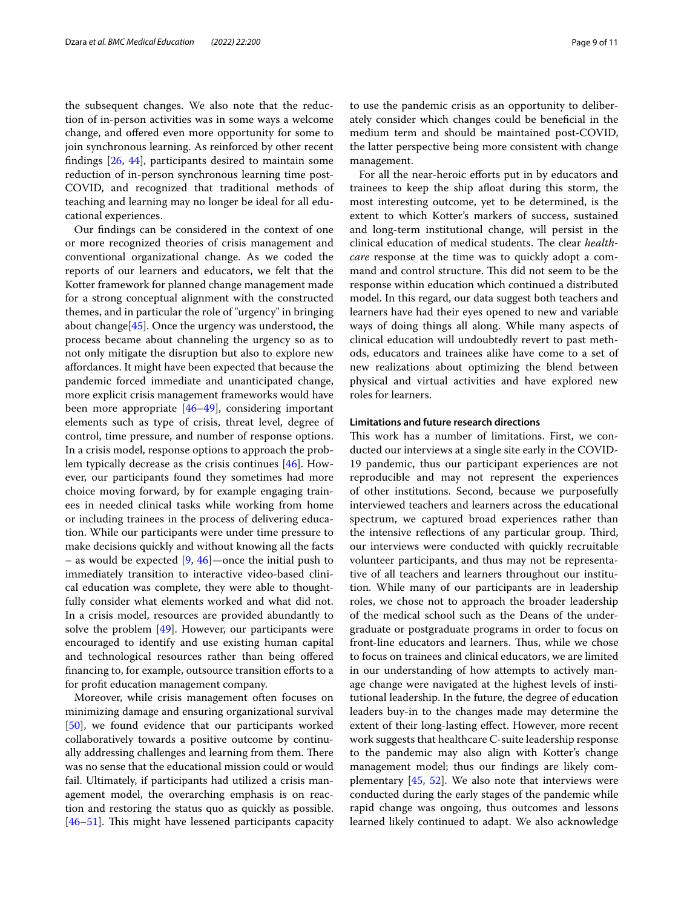the subsequent changes. We also note that the reduction of in-person activities was in some ways a welcome change, and offered even more opportunity for some to join synchronous learning. As reinforced by other recent findings [26, 44], participants desired to maintain some reduction of in-person synchronous learning time post-COVID, and recognized that traditional methods of teaching and learning may no longer be ideal for all educational experiences.

Our findings can be considered in the context of one or more recognized theories of crisis management and conventional organizational change. As we coded the reports of our learners and educators, we felt that the Kotter framework for planned change management made for a strong conceptual alignment with the constructed themes, and in particular the role of "urgency" in bringing about change[45]. Once the urgency was understood, the process became about channeling the urgency so as to not only mitigate the disruption but also to explore new affordances. It might have been expected that because the pandemic forced immediate and unanticipated change, more explicit crisis management frameworks would have been more appropriate [46–49], considering important elements such as type of crisis, threat level, degree of control, time pressure, and number of response options. In a crisis model, response options to approach the problem typically decrease as the crisis continues [46]. However, our participants found they sometimes had more choice moving forward, by for example engaging trainees in needed clinical tasks while working from home or including trainees in the process of delivering education. While our participants were under time pressure to make decisions quickly and without knowing all the facts – as would be expected [9, 46]—once the initial push to immediately transition to interactive video-based clinical education was complete, they were able to thoughtfully consider what elements worked and what did not. In a crisis model, resources are provided abundantly to solve the problem [49]. However, our participants were encouraged to identify and use existing human capital and technological resources rather than being offered financing to, for example, outsource transition efforts to a for profit education management company.

Moreover, while crisis management often focuses on minimizing damage and ensuring organizational survival [50], we found evidence that our participants worked collaboratively towards a positive outcome by continually addressing challenges and learning from them. There was no sense that the educational mission could or would fail. Ultimately, if participants had utilized a crisis management model, the overarching emphasis is on reaction and restoring the status quo as quickly as possible. [46–51]. This might have lessened participants capacity to use the pandemic crisis as an opportunity to deliberately consider which changes could be beneficial in the medium term and should be maintained post-COVID, the latter perspective being more consistent with change management.

For all the near-heroic efforts put in by educators and trainees to keep the ship afloat during this storm, the most interesting outcome, yet to be determined, is the extent to which Kotter's markers of success, sustained and long-term institutional change, will persist in the clinical education of medical students. The clear *healthcare* response at the time was to quickly adopt a command and control structure. This did not seem to be the response within education which continued a distributed model. In this regard, our data suggest both teachers and learners have had their eyes opened to new and variable ways of doing things all along. While many aspects of clinical education will undoubtedly revert to past methods, educators and trainees alike have come to a set of new realizations about optimizing the blend between physical and virtual activities and have explored new roles for learners.

### Limitations and future research directions

This work has a number of limitations. First, we conducted our interviews at a single site early in the COVID-19 pandemic, thus our participant experiences are not reproducible and may not represent the experiences of other institutions. Second, because we purposefully interviewed teachers and learners across the educational spectrum, we captured broad experiences rather than the intensive reflections of any particular group. Third, our interviews were conducted with quickly recruitable volunteer participants, and thus may not be representative of all teachers and learners throughout our institution. While many of our participants are in leadership roles, we chose not to approach the broader leadership of the medical school such as the Deans of the undergraduate or postgraduate programs in order to focus on front-line educators and learners. Thus, while we chose to focus on trainees and clinical educators, we are limited in our understanding of how attempts to actively manage change were navigated at the highest levels of institutional leadership. In the future, the degree of education leaders buy-in to the changes made may determine the extent of their long-lasting effect. However, more recent work suggests that healthcare C-suite leadership response to the pandemic may also align with Kotter's change management model; thus our findings are likely complementary [45, 52]. We also note that interviews were conducted during the early stages of the pandemic while rapid change was ongoing, thus outcomes and lessons learned likely continued to adapt. We also acknowledge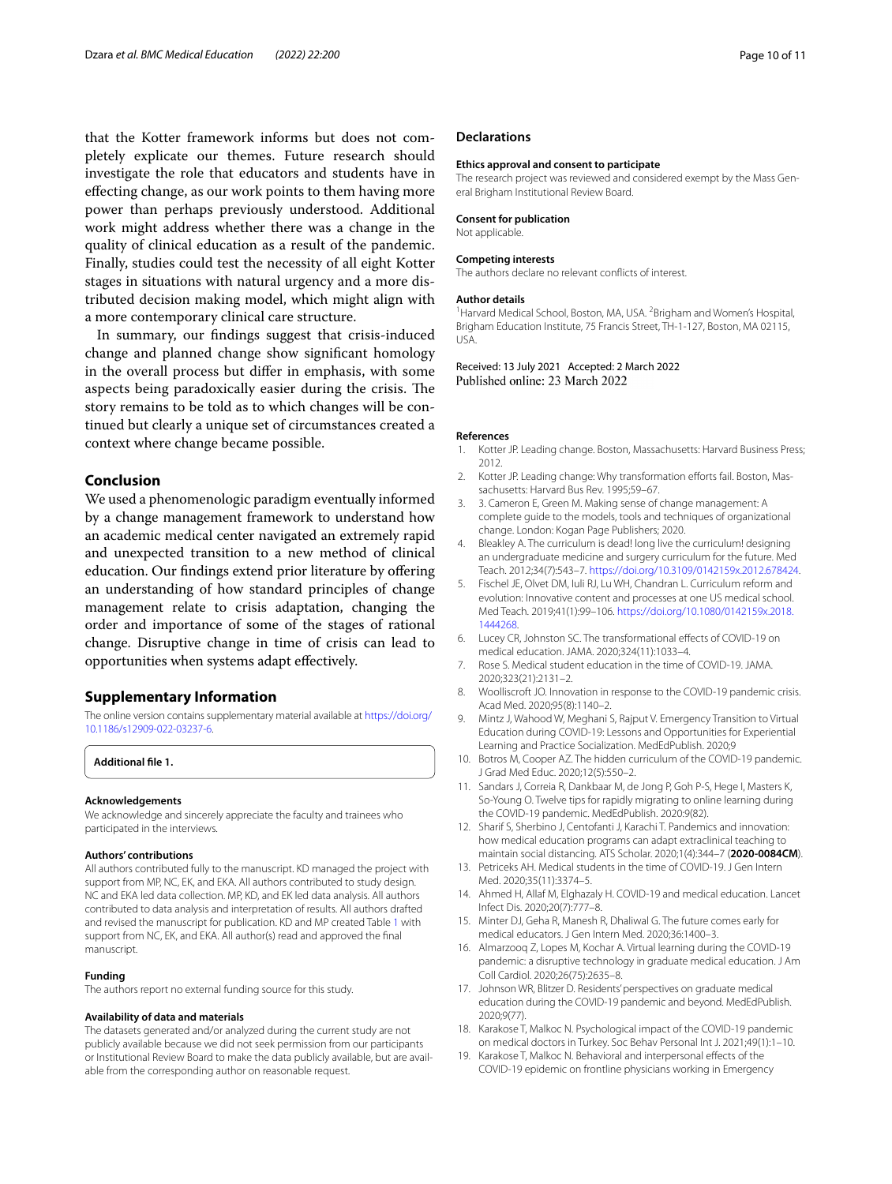that the Kotter framework informs but does not completely explicate our themes. Future research should investigate the role that educators and students have in effecting change, as our work points to them having more power than perhaps previously understood. Additional work might address whether there was a change in the quality of clinical education as a result of the pandemic. Finally, studies could test the necessity of all eight Kotter stages in situations with natural urgency and a more distributed decision making model, which might align with a more contemporary clinical care structure.

In summary, our findings suggest that crisis-induced change and planned change show significant homology in the overall process but differ in emphasis, with some aspects being paradoxically easier during the crisis. The story remains to be told as to which changes will be continued but clearly a unique set of circumstances created a context where change became possible.

## Conclusion

We used a phenomenologic paradigm eventually informed by a change management framework to understand how an academic medical center navigated an extremely rapid and unexpected transition to a new method of clinical education. Our findings extend prior literature by offering an understanding of how standard principles of change management relate to crisis adaptation, changing the order and importance of some of the stages of rational change. Disruptive change in time of crisis can lead to opportunities when systems adapt effectively.

## Supplementary Information

The online version contains supplementary material available at https://doi.org/10.1186/s12909-022-03237-6.

**Additional file 1.**

### Acknowledgements

We acknowledge and sincerely appreciate the faculty and trainees who participated in the interviews.

### Authors' contributions

All authors contributed fully to the manuscript. KD managed the project with support from MP, NC, EK, and EKA. All authors contributed to study design. NC and EKA led data collection. MP, KD, and EK led data analysis. All authors contributed to data analysis and interpretation of results. All authors drafted and revised the manuscript for publication. KD and MP created Table 1 with support from NC, EK, and EKA. All author(s) read and approved the final manuscript.

### Funding

The authors report no external funding source for this study.

### Availability of data and materials

The datasets generated and/or analyzed during the current study are not publicly available because we did not seek permission from our participants or Institutional Review Board to make the data publicly available, but are available from the corresponding author on reasonable request.

## Declarations

### Ethics approval and consent to participate

The research project was reviewed and considered exempt by the Mass General Brigham Institutional Review Board.

### Consent for publication

Not applicable.

### Competing interests

The authors declare no relevant conflicts of interest.

### Author details

[1]Harvard Medical School, Boston, MA, USA. [2]Brigham and Women's Hospital, Brigham Education Institute, 75 Francis Street, TH-1-127, Boston, MA 02115, USA.

Received: 13 July 2021 Accepted: 2 March 2022
Published online: 23 March 2022

### References

1. Kotter JP. Leading change. Boston, Massachusetts: Harvard Business Press; 2012.
2. Kotter JP. Leading change: Why transformation efforts fail. Boston, Massachusetts: Harvard Bus Rev. 1995;59–67.
3. 3. Cameron E, Green M. Making sense of change management: A complete guide to the models, tools and techniques of organizational change. London: Kogan Page Publishers; 2020.
4. Bleakley A. The curriculum is dead! long live the curriculum! designing an undergraduate medicine and surgery curriculum for the future. Med Teach. 2012;34(7):543–7. https://doi.org/10.3109/0142159x.2012.678424.
5. Fischel JE, Olvet DM, Iuli RJ, Lu WH, Chandran L. Curriculum reform and evolution: Innovative content and processes at one US medical school. Med Teach. 2019;41(1):99–106. https://doi.org/10.1080/0142159x.2018.1444268.
6. Lucey CR, Johnston SC. The transformational effects of COVID-19 on medical education. JAMA. 2020;324(11):1033–4.
7. Rose S. Medical student education in the time of COVID-19. JAMA. 2020;323(21):2131–2.
8. Woolliscroft JO. Innovation in response to the COVID-19 pandemic crisis. Acad Med. 2020;95(8):1140–2.
9. Mintz J, Wahood W, Meghani S, Rajput V. Emergency Transition to Virtual Education during COVID-19: Lessons and Opportunities for Experiential Learning and Practice Socialization. MedEdPublish. 2020;9
10. Botros M, Cooper AZ. The hidden curriculum of the COVID-19 pandemic. J Grad Med Educ. 2020;12(5):550–2.
11. Sandars J, Correia R, Dankbaar M, de Jong P, Goh P-S, Hege I, Masters K, So-Young O. Twelve tips for rapidly migrating to online learning during the COVID-19 pandemic. MedEdPublish. 2020:9(82).
12. Sharif S, Sherbino J, Centofanti J, Karachi T. Pandemics and innovation: how medical education programs can adapt extraclinical teaching to maintain social distancing. ATS Scholar. 2020;1(4):344–7 (**2020-0084CM**).
13. Petriceks AH. Medical students in the time of COVID-19. J Gen Intern Med. 2020;35(11):3374–5.
14. Ahmed H, Allaf M, Elghazaly H. COVID-19 and medical education. Lancet Infect Dis. 2020;20(7):777–8.
15. Minter DJ, Geha R, Manesh R, Dhaliwal G. The future comes early for medical educators. J Gen Intern Med. 2020;36:1400–3.
16. Almarzooq Z, Lopes M, Kochar A. Virtual learning during the COVID-19 pandemic: a disruptive technology in graduate medical education. J Am Coll Cardiol. 2020;26(75):2635–8.
17. Johnson WR, Blitzer D. Residents' perspectives on graduate medical education during the COVID-19 pandemic and beyond. MedEdPublish. 2020;9(77).
18. Karakose T, Malkoc N. Psychological impact of the COVID-19 pandemic on medical doctors in Turkey. Soc Behav Personal Int J. 2021;49(1):1–10.
19. Karakose T, Malkoc N. Behavioral and interpersonal effects of the COVID-19 epidemic on frontline physicians working in Emergency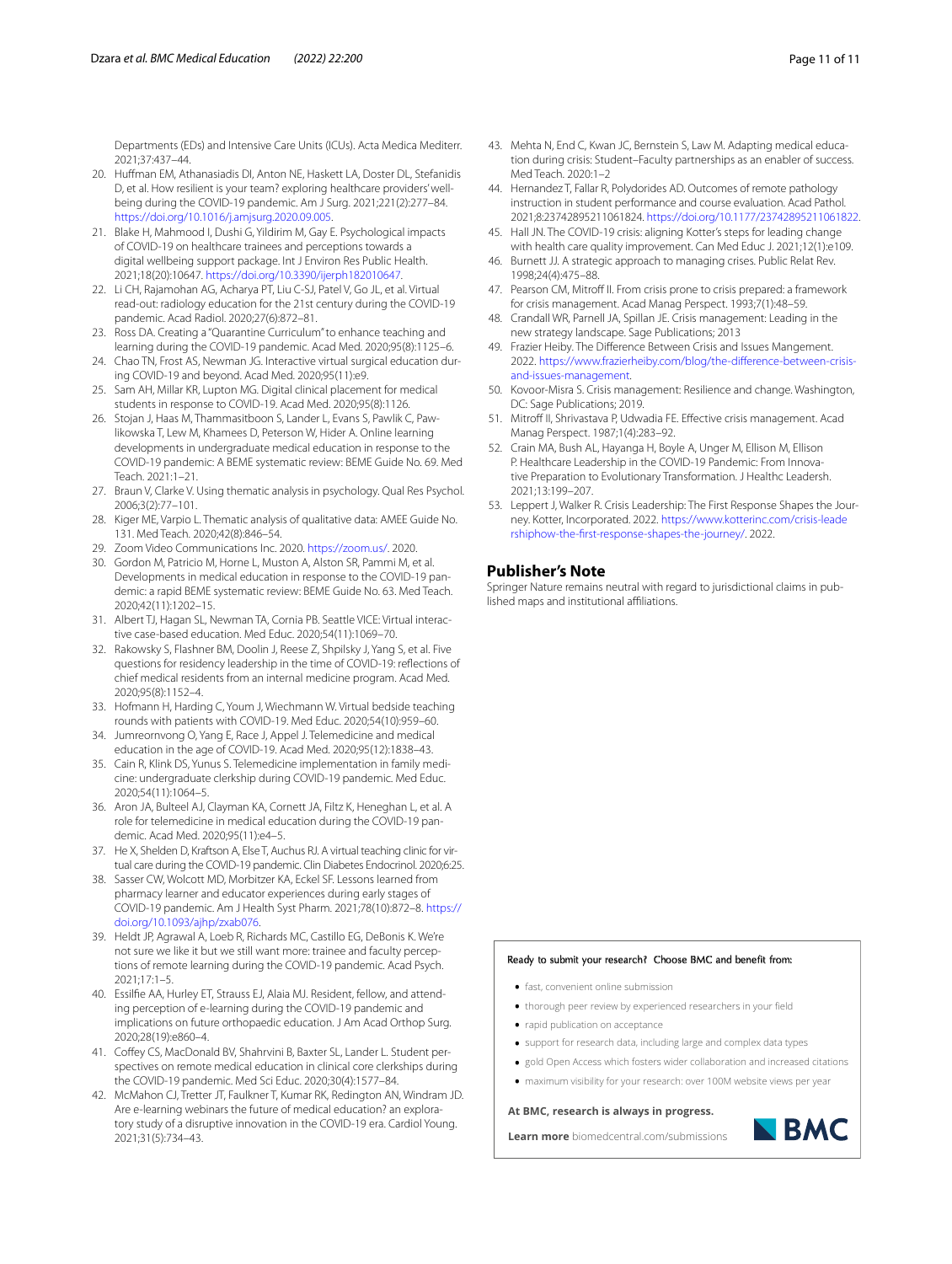Departments (EDs) and Intensive Care Units (ICUs). Acta Medica Mediterr. 2021;37:437–44.

20. Huffman EM, Athanasiadis DI, Anton NE, Haskett LA, Doster DL, Stefanidis D, et al. How resilient is your team? exploring healthcare providers' well-being during the COVID-19 pandemic. Am J Surg. 2021;221(2):277–84. https://doi.org/10.1016/j.amjsurg.2020.09.005.
21. Blake H, Mahmood I, Dushi G, Yildirim M, Gay E. Psychological impacts of COVID-19 on healthcare trainees and perceptions towards a digital wellbeing support package. Int J Environ Res Public Health. 2021;18(20):10647. https://doi.org/10.3390/ijerph182010647.
22. Li CH, Rajamohan AG, Acharya PT, Liu C-SJ, Patel V, Go JL, et al. Virtual read-out: radiology education for the 21st century during the COVID-19 pandemic. Acad Radiol. 2020;27(6):872–81.
23. Ross DA. Creating a "Quarantine Curriculum" to enhance teaching and learning during the COVID-19 pandemic. Acad Med. 2020;95(8):1125–6.
24. Chao TN, Frost AS, Newman JG. Interactive virtual surgical education during COVID-19 and beyond. Acad Med. 2020;95(11):e9.
25. Sam AH, Millar KR, Lupton MG. Digital clinical placement for medical students in response to COVID-19. Acad Med. 2020;95(8):1126.
26. Stojan J, Haas M, Thammasitboon S, Lander L, Evans S, Pawlik C, Pawlikowska T, Lew M, Khamees D, Peterson W, Hider A. Online learning developments in undergraduate medical education in response to the COVID-19 pandemic: A BEME systematic review: BEME Guide No. 69. Med Teach. 2021:1–21.
27. Braun V, Clarke V. Using thematic analysis in psychology. Qual Res Psychol. 2006;3(2):77–101.
28. Kiger ME, Varpio L. Thematic analysis of qualitative data: AMEE Guide No. 131. Med Teach. 2020;42(8):846–54.
29. Zoom Video Communications Inc. 2020. https://zoom.us/. 2020.
30. Gordon M, Patricio M, Horne L, Muston A, Alston SR, Pammi M, et al. Developments in medical education in response to the COVID-19 pandemic: a rapid BEME systematic review: BEME Guide No. 63. Med Teach. 2020;42(11):1202–15.
31. Albert TJ, Hagan SL, Newman TA, Cornia PB. Seattle VICE: Virtual interactive case-based education. Med Educ. 2020;54(11):1069–70.
32. Rakowsky S, Flashner BM, Doolin J, Reese Z, Shpilsky J, Yang S, et al. Five questions for residency leadership in the time of COVID-19: reflections of chief medical residents from an internal medicine program. Acad Med. 2020;95(8):1152–4.
33. Hofmann H, Harding C, Youm J, Wiechmann W. Virtual bedside teaching rounds with patients with COVID-19. Med Educ. 2020;54(10):959–60.
34. Jumreornvong O, Yang E, Race J, Appel J. Telemedicine and medical education in the age of COVID-19. Acad Med. 2020;95(12):1838–43.
35. Cain R, Klink DS, Yunus S. Telemedicine implementation in family medicine: undergraduate clerkship during COVID-19 pandemic. Med Educ. 2020;54(11):1064–5.
36. Aron JA, Bulteel AJ, Clayman KA, Cornett JA, Filtz K, Heneghan L, et al. A role for telemedicine in medical education during the COVID-19 pandemic. Acad Med. 2020;95(11):e4–5.
37. He X, Shelden D, Kraftson A, Else T, Auchus RJ. A virtual teaching clinic for virtual care during the COVID-19 pandemic. Clin Diabetes Endocrinol. 2020;6:25.
38. Sasser CW, Wolcott MD, Morbitzer KA, Eckel SF. Lessons learned from pharmacy learner and educator experiences during early stages of COVID-19 pandemic. Am J Health Syst Pharm. 2021;78(10):872–8. https://doi.org/10.1093/ajhp/zxab076.
39. Heldt JP, Agrawal A, Loeb R, Richards MC, Castillo EG, DeBonis K. We're not sure we like it but we still want more: trainee and faculty perceptions of remote learning during the COVID-19 pandemic. Acad Psych. 2021;17:1–5.
40. Essilfie AA, Hurley ET, Strauss EJ, Alaia MJ. Resident, fellow, and attending perception of e-learning during the COVID-19 pandemic and implications on future orthopaedic education. J Am Acad Orthop Surg. 2020;28(19):e860–4.
41. Coffey CS, MacDonald BV, Shahrvini B, Baxter SL, Lander L. Student perspectives on remote medical education in clinical core clerkships during the COVID-19 pandemic. Med Sci Educ. 2020;30(4):1577–84.
42. McMahon CJ, Tretter JT, Faulkner T, Kumar RK, Redington AN, Windram JD. Are e-learning webinars the future of medical education? An exploratory study of a disruptive innovation in the COVID-19 era. Cardiol Young. 2021;31(5):734–43.
43. Mehta N, End C, Kwan JC, Bernstein S, Law M. Adapting medical education during crisis: Student–Faculty partnerships as an enabler of success. Med Teach. 2020:1–2
44. Hernandez T, Fallar R, Polydorides AD. Outcomes of remote pathology instruction in student performance and course evaluation. Acad Pathol. 2021;8:23742895211061824. https://doi.org/10.1177/23742895211061822.
45. Hall JN. The COVID-19 crisis: aligning Kotter's steps for leading change with health care quality improvement. Can Med Educ J. 2021;12(1):e109.
46. Burnett JJ. A strategic approach to managing crises. Public Relat Rev. 1998;24(4):475–88.
47. Pearson CM, Mitroff II. From crisis prone to crisis prepared: a framework for crisis management. Acad Manag Perspect. 1993;7(1):48–59.
48. Crandall WR, Parnell JA, Spillan JE. Crisis management: Leading in the new strategy landscape. Sage Publications; 2013
49. Frazier Heiby. The Difference Between Crisis and Issues Mangement. 2022. https://www.frazierheiby.com/blog/the-difference-between-crisis-and-issues-management.
50. Kovoor-Misra S. Crisis management: Resilience and change. Washington, DC: Sage Publications; 2019.
51. Mitroff II, Shrivastava P, Udwadia FE. Effective crisis management. Acad Manag Perspect. 1987;1(4):283–92.
52. Crain MA, Bush AL, Hayanga H, Boyle A, Unger M, Ellison M, Ellison P. Healthcare Leadership in the COVID-19 Pandemic: From Innovative Preparation to Evolutionary Transformation. J Healthc Leadersh. 2021;13:199–207.
53. Leppert J, Walker R. Crisis Leadership: The First Response Shapes the Journey. Kotter, Incorporated. 2022. https://www.kotterinc.com/crisis-leadershiphow-the-first-response-shapes-the-journey/. 2022.

## Publisher's Note

Springer Nature remains neutral with regard to jurisdictional claims in published maps and institutional affiliations.

Ready to submit your research? Choose BMC and benefit from:

- fast, convenient online submission
- thorough peer review by experienced researchers in your field
- rapid publication on acceptance
- support for research data, including large and complex data types
- gold Open Access which fosters wider collaboration and increased citations
- maximum visibility for your research: over 100M website views per year

**At BMC, research is always in progress.**

**Learn more** biomedcentral.com/submissions

BMC